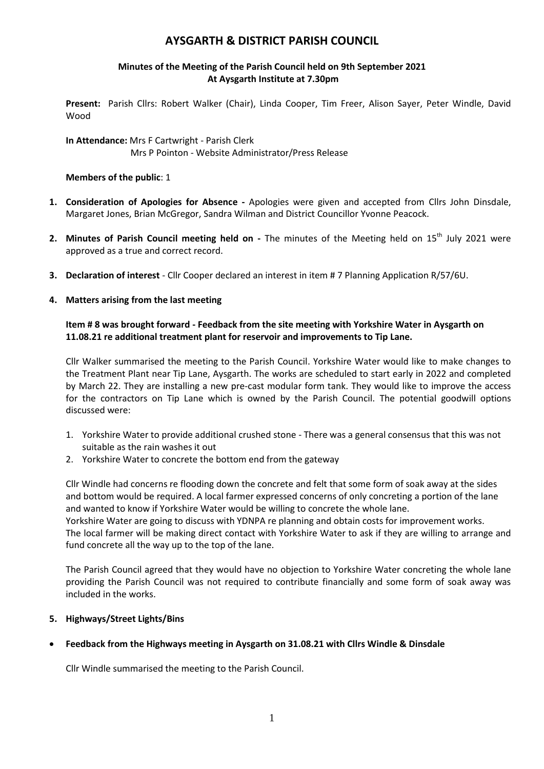# AYSGARTH & DISTRICT PARISH COUNCIL

**Minutes of the Meeting of the Parish Council held on 9th September 2021**
**At Aysgarth Institute at 7.30pm**

**Present:** Parish Cllrs: Robert Walker (Chair), Linda Cooper, Tim Freer, Alison Sayer, Peter Windle, David Wood

**In Attendance:** Mrs F Cartwright - Parish Clerk
Mrs P Pointon - Website Administrator/Press Release

**Members of the public**: 1

1. **Consideration of Apologies for Absence -** Apologies were given and accepted from Cllrs John Dinsdale, Margaret Jones, Brian McGregor, Sandra Wilman and District Councillor Yvonne Peacock.

2. **Minutes of Parish Council meeting held on -** The minutes of the Meeting held on 15th July 2021 were approved as a true and correct record.

3. **Declaration of interest** - Cllr Cooper declared an interest in item # 7 Planning Application R/57/6U.

4. **Matters arising from the last meeting**

   **Item # 8 was brought forward - Feedback from the site meeting with Yorkshire Water in Aysgarth on 11.08.21 re additional treatment plant for reservoir and improvements to Tip Lane.**

   Cllr Walker summarised the meeting to the Parish Council. Yorkshire Water would like to make changes to the Treatment Plant near Tip Lane, Aysgarth. The works are scheduled to start early in 2022 and completed by March 22. They are installing a new pre-cast modular form tank. They would like to improve the access for the contractors on Tip Lane which is owned by the Parish Council. The potential goodwill options discussed were:

   1. Yorkshire Water to provide additional crushed stone - There was a general consensus that this was not suitable as the rain washes it out
   2. Yorkshire Water to concrete the bottom end from the gateway

   Cllr Windle had concerns re flooding down the concrete and felt that some form of soak away at the sides and bottom would be required. A local farmer expressed concerns of only concreting a portion of the lane and wanted to know if Yorkshire Water would be willing to concrete the whole lane.
   Yorkshire Water are going to discuss with YDNPA re planning and obtain costs for improvement works.
   The local farmer will be making direct contact with Yorkshire Water to ask if they are willing to arrange and fund concrete all the way up to the top of the lane.

   The Parish Council agreed that they would have no objection to Yorkshire Water concreting the whole lane providing the Parish Council was not required to contribute financially and some form of soak away was included in the works.

5. **Highways/Street Lights/Bins**

- **Feedback from the Highways meeting in Aysgarth on 31.08.21 with Cllrs Windle & Dinsdale**

  Cllr Windle summarised the meeting to the Parish Council.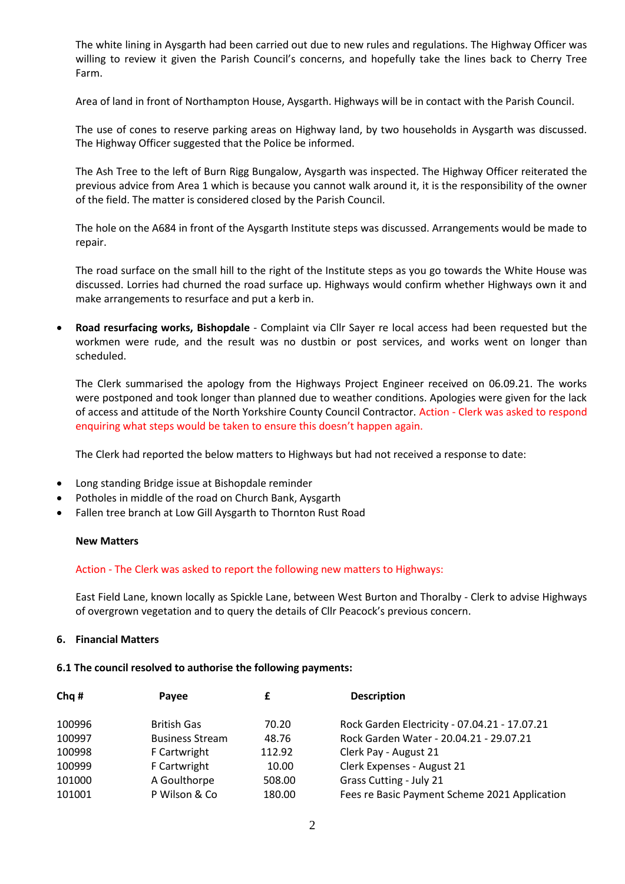The white lining in Aysgarth had been carried out due to new rules and regulations. The Highway Officer was willing to review it given the Parish Council's concerns, and hopefully take the lines back to Cherry Tree Farm.

Area of land in front of Northampton House, Aysgarth. Highways will be in contact with the Parish Council.

The use of cones to reserve parking areas on Highway land, by two households in Aysgarth was discussed. The Highway Officer suggested that the Police be informed.

The Ash Tree to the left of Burn Rigg Bungalow, Aysgarth was inspected. The Highway Officer reiterated the previous advice from Area 1 which is because you cannot walk around it, it is the responsibility of the owner of the field. The matter is considered closed by the Parish Council.

The hole on the A684 in front of the Aysgarth Institute steps was discussed. Arrangements would be made to repair.

The road surface on the small hill to the right of the Institute steps as you go towards the White House was discussed. Lorries had churned the road surface up. Highways would confirm whether Highways own it and make arrangements to resurface and put a kerb in.

- **Road resurfacing works, Bishopdale** - Complaint via Cllr Sayer re local access had been requested but the workmen were rude, and the result was no dustbin or post services, and works went on longer than scheduled.

  The Clerk summarised the apology from the Highways Project Engineer received on 06.09.21. The works were postponed and took longer than planned due to weather conditions. Apologies were given for the lack of access and attitude of the North Yorkshire County Council Contractor. Action - Clerk was asked to respond enquiring what steps would be taken to ensure this doesn't happen again.

  The Clerk had reported the below matters to Highways but had not received a response to date:

- Long standing Bridge issue at Bishopdale reminder
- Potholes in middle of the road on Church Bank, Aysgarth
- Fallen tree branch at Low Gill Aysgarth to Thornton Rust Road

**New Matters**

Action - The Clerk was asked to report the following new matters to Highways:

East Field Lane, known locally as Spickle Lane, between West Burton and Thoralby - Clerk to advise Highways of overgrown vegetation and to query the details of Cllr Peacock's previous concern.

**6. Financial Matters**

**6.1 The council resolved to authorise the following payments:**

| Chq # | Payee | £ | Description |
|---|---|---|---|
| 100996 | British Gas | 70.20 | Rock Garden Electricity - 07.04.21 - 17.07.21 |
| 100997 | Business Stream | 48.76 | Rock Garden Water - 20.04.21 - 29.07.21 |
| 100998 | F Cartwright | 112.92 | Clerk Pay - August 21 |
| 100999 | F Cartwright | 10.00 | Clerk Expenses - August 21 |
| 101000 | A Goulthorpe | 508.00 | Grass Cutting - July 21 |
| 101001 | P Wilson & Co | 180.00 | Fees re Basic Payment Scheme 2021 Application |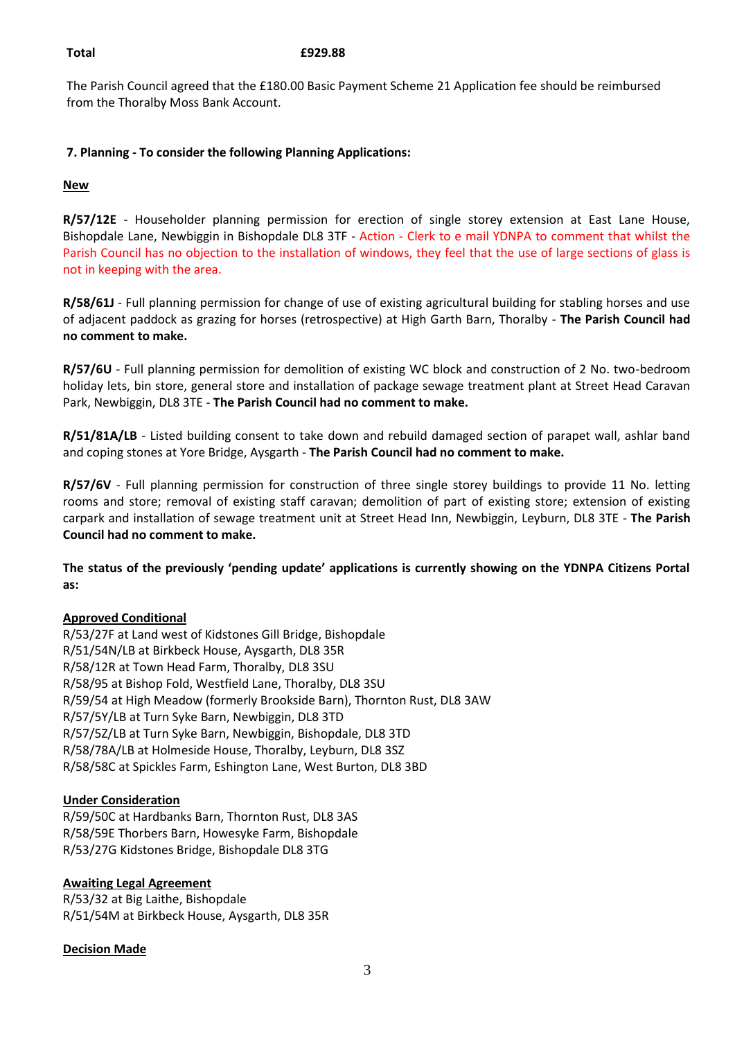**Total** **£929.88**

The Parish Council agreed that the £180.00 Basic Payment Scheme 21 Application fee should be reimbursed from the Thoralby Moss Bank Account.

**7. Planning - To consider the following Planning Applications:**

**New**

**R/57/12E** - Householder planning permission for erection of single storey extension at East Lane House, Bishopdale Lane, Newbiggin in Bishopdale DL8 3TF - Action - Clerk to e mail YDNPA to comment that whilst the Parish Council has no objection to the installation of windows, they feel that the use of large sections of glass is not in keeping with the area.

**R/58/61J** - Full planning permission for change of use of existing agricultural building for stabling horses and use of adjacent paddock as grazing for horses (retrospective) at High Garth Barn, Thoralby - **The Parish Council had no comment to make.**

**R/57/6U** - Full planning permission for demolition of existing WC block and construction of 2 No. two-bedroom holiday lets, bin store, general store and installation of package sewage treatment plant at Street Head Caravan Park, Newbiggin, DL8 3TE - **The Parish Council had no comment to make.**

**R/51/81A/LB** - Listed building consent to take down and rebuild damaged section of parapet wall, ashlar band and coping stones at Yore Bridge, Aysgarth - **The Parish Council had no comment to make.**

**R/57/6V** - Full planning permission for construction of three single storey buildings to provide 11 No. letting rooms and store; removal of existing staff caravan; demolition of part of existing store; extension of existing carpark and installation of sewage treatment unit at Street Head Inn, Newbiggin, Leyburn, DL8 3TE - **The Parish Council had no comment to make.**

**The status of the previously 'pending update' applications is currently showing on the YDNPA Citizens Portal as:**

**Approved Conditional**

R/53/27F at Land west of Kidstones Gill Bridge, Bishopdale
R/51/54N/LB at Birkbeck House, Aysgarth, DL8 35R
R/58/12R at Town Head Farm, Thoralby, DL8 3SU
R/58/95 at Bishop Fold, Westfield Lane, Thoralby, DL8 3SU
R/59/54 at High Meadow (formerly Brookside Barn), Thornton Rust, DL8 3AW
R/57/5Y/LB at Turn Syke Barn, Newbiggin, DL8 3TD
R/57/5Z/LB at Turn Syke Barn, Newbiggin, Bishopdale, DL8 3TD
R/58/78A/LB at Holmeside House, Thoralby, Leyburn, DL8 3SZ
R/58/58C at Spickles Farm, Eshington Lane, West Burton, DL8 3BD

**Under Consideration**

R/59/50C at Hardbanks Barn, Thornton Rust, DL8 3AS
R/58/59E Thorbers Barn, Howesyke Farm, Bishopdale
R/53/27G Kidstones Bridge, Bishopdale DL8 3TG

**Awaiting Legal Agreement**

R/53/32 at Big Laithe, Bishopdale
R/51/54M at Birkbeck House, Aysgarth, DL8 35R

**Decision Made**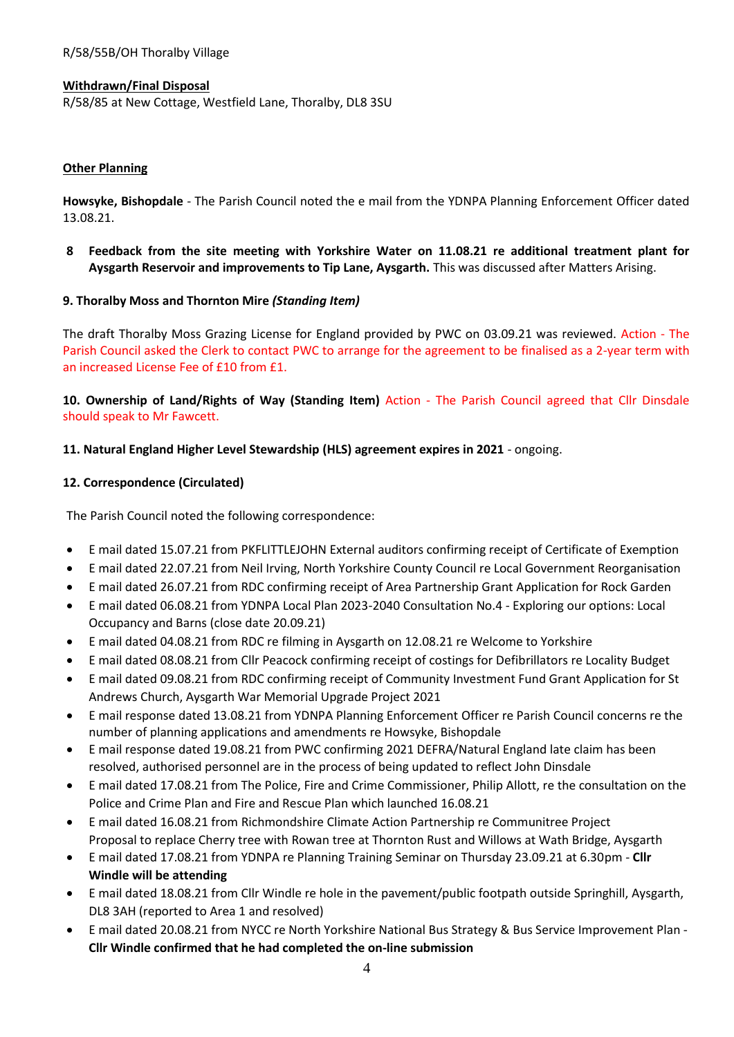R/58/55B/OH Thoralby Village

**Withdrawn/Final Disposal**

R/58/85 at New Cottage, Westfield Lane, Thoralby, DL8 3SU

**Other Planning**

**Howsyke, Bishopdale** - The Parish Council noted the e mail from the YDNPA Planning Enforcement Officer dated 13.08.21.

**8 Feedback from the site meeting with Yorkshire Water on 11.08.21 re additional treatment plant for Aysgarth Reservoir and improvements to Tip Lane, Aysgarth.** This was discussed after Matters Arising.

**9. Thoralby Moss and Thornton Mire *(Standing Item)***

The draft Thoralby Moss Grazing License for England provided by PWC on 03.09.21 was reviewed. Action - The Parish Council asked the Clerk to contact PWC to arrange for the agreement to be finalised as a 2-year term with an increased License Fee of £10 from £1.

**10. Ownership of Land/Rights of Way (Standing Item)** Action - The Parish Council agreed that Cllr Dinsdale should speak to Mr Fawcett.

**11. Natural England Higher Level Stewardship (HLS) agreement expires in 2021** - ongoing.

**12. Correspondence (Circulated)**

The Parish Council noted the following correspondence:

- E mail dated 15.07.21 from PKFLITTLEJOHN External auditors confirming receipt of Certificate of Exemption
- E mail dated 22.07.21 from Neil Irving, North Yorkshire County Council re Local Government Reorganisation
- E mail dated 26.07.21 from RDC confirming receipt of Area Partnership Grant Application for Rock Garden
- E mail dated 06.08.21 from YDNPA Local Plan 2023-2040 Consultation No.4 - Exploring our options: Local Occupancy and Barns (close date 20.09.21)
- E mail dated 04.08.21 from RDC re filming in Aysgarth on 12.08.21 re Welcome to Yorkshire
- E mail dated 08.08.21 from Cllr Peacock confirming receipt of costings for Defibrillators re Locality Budget
- E mail dated 09.08.21 from RDC confirming receipt of Community Investment Fund Grant Application for St Andrews Church, Aysgarth War Memorial Upgrade Project 2021
- E mail response dated 13.08.21 from YDNPA Planning Enforcement Officer re Parish Council concerns re the number of planning applications and amendments re Howsyke, Bishopdale
- E mail response dated 19.08.21 from PWC confirming 2021 DEFRA/Natural England late claim has been resolved, authorised personnel are in the process of being updated to reflect John Dinsdale
- E mail dated 17.08.21 from The Police, Fire and Crime Commissioner, Philip Allott, re the consultation on the Police and Crime Plan and Fire and Rescue Plan which launched 16.08.21
- E mail dated 16.08.21 from Richmondshire Climate Action Partnership re Communitree Project Proposal to replace Cherry tree with Rowan tree at Thornton Rust and Willows at Wath Bridge, Aysgarth
- E mail dated 17.08.21 from YDNPA re Planning Training Seminar on Thursday 23.09.21 at 6.30pm - **Cllr Windle will be attending**
- E mail dated 18.08.21 from Cllr Windle re hole in the pavement/public footpath outside Springhill, Aysgarth, DL8 3AH (reported to Area 1 and resolved)
- E mail dated 20.08.21 from NYCC re North Yorkshire National Bus Strategy & Bus Service Improvement Plan - **Cllr Windle confirmed that he had completed the on-line submission**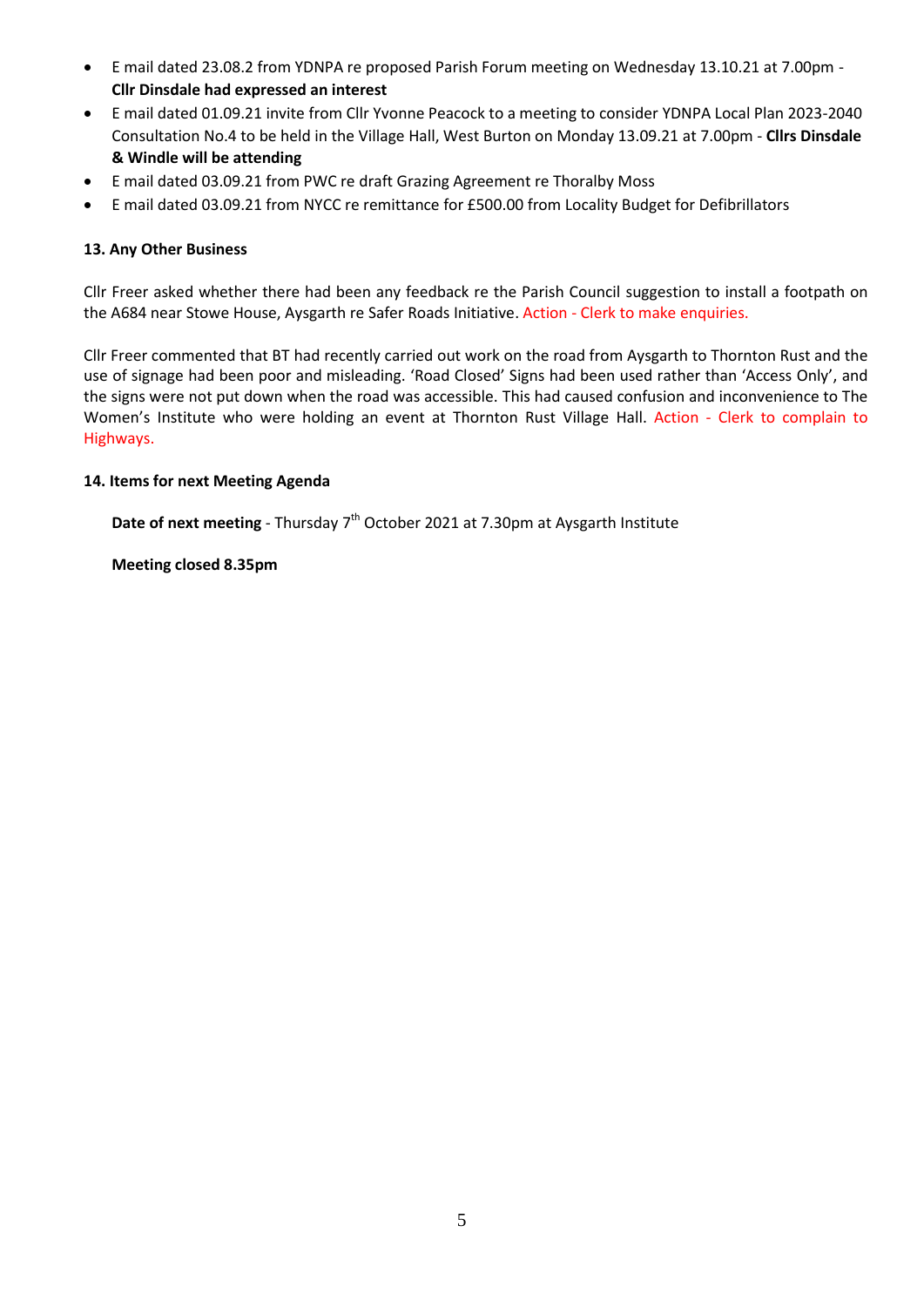- E mail dated 23.08.2 from YDNPA re proposed Parish Forum meeting on Wednesday 13.10.21 at 7.00pm - **Cllr Dinsdale had expressed an interest**
- E mail dated 01.09.21 invite from Cllr Yvonne Peacock to a meeting to consider YDNPA Local Plan 2023-2040 Consultation No.4 to be held in the Village Hall, West Burton on Monday 13.09.21 at 7.00pm - **Cllrs Dinsdale & Windle will be attending**
- E mail dated 03.09.21 from PWC re draft Grazing Agreement re Thoralby Moss
- E mail dated 03.09.21 from NYCC re remittance for £500.00 from Locality Budget for Defibrillators

**13. Any Other Business**

Cllr Freer asked whether there had been any feedback re the Parish Council suggestion to install a footpath on the A684 near Stowe House, Aysgarth re Safer Roads Initiative. Action - Clerk to make enquiries.

Cllr Freer commented that BT had recently carried out work on the road from Aysgarth to Thornton Rust and the use of signage had been poor and misleading. 'Road Closed' Signs had been used rather than 'Access Only', and the signs were not put down when the road was accessible. This had caused confusion and inconvenience to The Women's Institute who were holding an event at Thornton Rust Village Hall. Action - Clerk to complain to Highways.

**14. Items for next Meeting Agenda**

**Date of next meeting** - Thursday 7th October 2021 at 7.30pm at Aysgarth Institute

**Meeting closed 8.35pm**